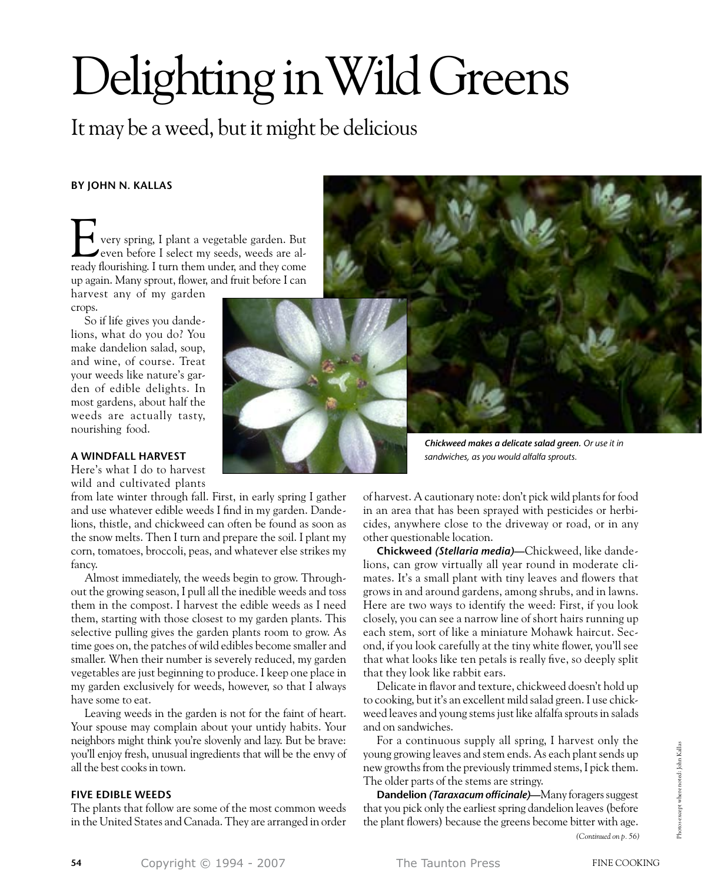# Delighting in Wild Greens

## It may be a weed, but it might be delicious

**BY JOHN N. KALLAS**

Every spring, I plant a vegetable garden. But even before I select my seeds, weeds are already flourishing. I turn them under, and they come up again. Many sprout, flower, and fruit before I can harvest any of my garden crops.

So if life gives you dandelions, what do you do? You make dandelion salad, soup, and wine, of course. Treat your weeds like nature's garden of edible delights. In most gardens, about half the weeds are actually tasty, nourishing food.

***Chickweed makes a delicate salad green.** Or use it in sandwiches, as you would alfalfa sprouts.*

### A WINDFALL HARVEST

Here's what I do to harvest wild and cultivated plants from late winter through fall. First, in early spring I gather and use whatever edible weeds I find in my garden. Dandelions, thistle, and chickweed can often be found as soon as the snow melts. Then I turn and prepare the soil. I plant my corn, tomatoes, broccoli, peas, and whatever else strikes my fancy.

Almost immediately, the weeds begin to grow. Throughout the growing season, I pull all the inedible weeds and toss them in the compost. I harvest the edible weeds as I need them, starting with those closest to my garden plants. This selective pulling gives the garden plants room to grow. As time goes on, the patches of wild edibles become smaller and smaller. When their number is severely reduced, my garden vegetables are just beginning to produce. I keep one place in my garden exclusively for weeds, however, so that I always have some to eat.

Leaving weeds in the garden is not for the faint of heart. Your spouse may complain about your untidy habits. Your neighbors might think you're slovenly and lazy. But be brave: you'll enjoy fresh, unusual ingredients that will be the envy of all the best cooks in town.

### FIVE EDIBLE WEEDS

The plants that follow are some of the most common weeds in the United States and Canada. They are arranged in order of harvest. A cautionary note: don't pick wild plants for food in an area that has been sprayed with pesticides or herbicides, anywhere close to the driveway or road, or in any other questionable location.

**Chickweed *(Stellaria media)*—**Chickweed, like dandelions, can grow virtually all year round in moderate climates. It's a small plant with tiny leaves and flowers that grows in and around gardens, among shrubs, and in lawns. Here are two ways to identify the weed: First, if you look closely, you can see a narrow line of short hairs running up each stem, sort of like a miniature Mohawk haircut. Second, if you look carefully at the tiny white flower, you'll see that what looks like ten petals is really five, so deeply split that they look like rabbit ears.

Delicate in flavor and texture, chickweed doesn't hold up to cooking, but it's an excellent mild salad green. I use chickweed leaves and young stems just like alfalfa sprouts in salads and on sandwiches.

For a continuous supply all spring, I harvest only the young growing leaves and stem ends. As each plant sends up new growths from the previously trimmed stems, I pick them. The older parts of the stems are stringy.

**Dandelion *(Taraxacum officinale)*—**Many foragers suggest that you pick only the earliest spring dandelion leaves (before the plant flowers) because the greens become bitter with age.

*(Continued on p. 56)*

Photos except where noted: John Kallas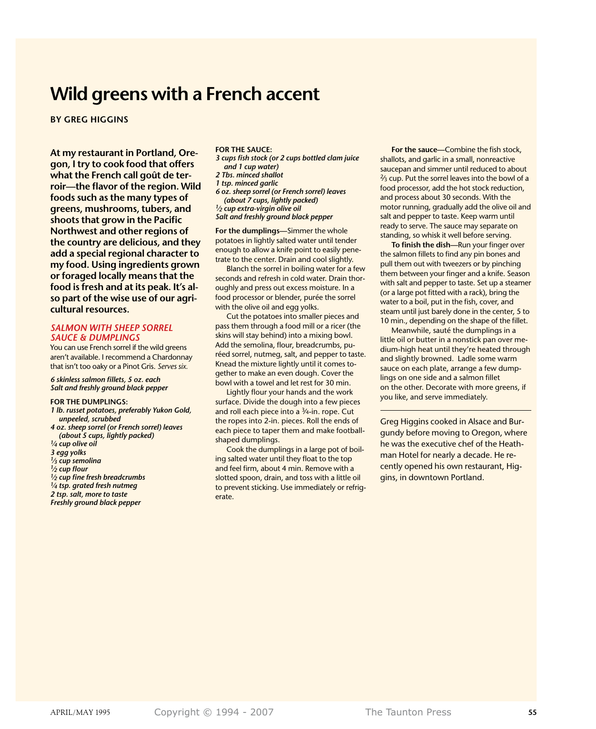# Wild greens with a French accent

**BY GREG HIGGINS**

**At my restaurant in Portland, Oregon, I try to cook food that offers what the French call goût de terroir—the flavor of the region. Wild foods such as the many types of greens, mushrooms, tubers, and shoots that grow in the Pacific Northwest and other regions of the country are delicious, and they add a special regional character to my food. Using ingredients grown or foraged locally means that the food is fresh and at its peak. It's also part of the wise use of our agricultural resources.**

## *SALMON WITH SHEEP SORREL SAUCE & DUMPLINGS*

You can use French sorrel if the wild greens aren't available. I recommend a Chardonnay that isn't too oaky or a Pinot Gris. *Serves six.*

***6 skinless salmon fillets, 5 oz. each***
***Salt and freshly ground black pepper***

**FOR THE DUMPLINGS:**

***1 lb. russet potatoes, preferably Yukon Gold, unpeeled, scrubbed***
***4 oz. sheep sorrel (or French sorrel) leaves (about 5 cups, lightly packed)***
***¼ cup olive oil***
***3 egg yolks***
***⅓ cup semolina***
***½ cup flour***
***½ cup fine fresh breadcrumbs***
***¼ tsp. grated fresh nutmeg***
***2 tsp. salt, more to taste***
***Freshly ground black pepper***

**FOR THE SAUCE:**

***3 cups fish stock (or 2 cups bottled clam juice and 1 cup water)***
***2 Tbs. minced shallot***
***1 tsp. minced garlic***
***6 oz. sheep sorrel (or French sorrel) leaves (about 7 cups, lightly packed)***
***½ cup extra-virgin olive oil***
***Salt and freshly ground black pepper***

**For the dumplings**—Simmer the whole potatoes in lightly salted water until tender enough to allow a knife point to easily penetrate to the center. Drain and cool slightly.

Blanch the sorrel in boiling water for a few seconds and refresh in cold water. Drain thoroughly and press out excess moisture. In a food processor or blender, purée the sorrel with the olive oil and egg yolks.

Cut the potatoes into smaller pieces and pass them through a food mill or a ricer (the skins will stay behind) into a mixing bowl. Add the semolina, flour, breadcrumbs, puréed sorrel, nutmeg, salt, and pepper to taste. Knead the mixture lightly until it comes together to make an even dough. Cover the bowl with a towel and let rest for 30 min.

Lightly flour your hands and the work surface. Divide the dough into a few pieces and roll each piece into a ¾-in. rope. Cut the ropes into 2-in. pieces. Roll the ends of each piece to taper them and make football-shaped dumplings.

Cook the dumplings in a large pot of boiling salted water until they float to the top and feel firm, about 4 min. Remove with a slotted spoon, drain, and toss with a little oil to prevent sticking. Use immediately or refrigerate.

**For the sauce**—Combine the fish stock, shallots, and garlic in a small, nonreactive saucepan and simmer until reduced to about ⅔ cup. Put the sorrel leaves into the bowl of a food processor, add the hot stock reduction, and process about 30 seconds. With the motor running, gradually add the olive oil and salt and pepper to taste. Keep warm until ready to serve. The sauce may separate on standing, so whisk it well before serving.

**To finish the dish**—Run your finger over the salmon fillets to find any pin bones and pull them out with tweezers or by pinching them between your finger and a knife. Season with salt and pepper to taste. Set up a steamer (or a large pot fitted with a rack), bring the water to a boil, put in the fish, cover, and steam until just barely done in the center, 5 to 10 min., depending on the shape of the fillet.

Meanwhile, sauté the dumplings in a little oil or butter in a nonstick pan over medium-high heat until they're heated through and slightly browned. Ladle some warm sauce on each plate, arrange a few dumplings on one side and a salmon fillet on the other. Decorate with more greens, if you like, and serve immediately.

---

Greg Higgins cooked in Alsace and Burgundy before moving to Oregon, where he was the executive chef of the Heathman Hotel for nearly a decade. He recently opened his own restaurant, Higgins, in downtown Portland.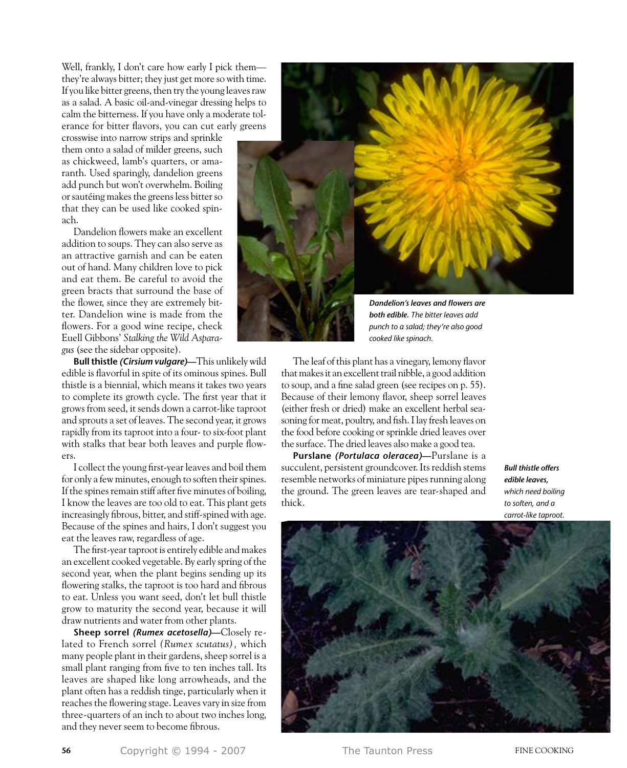Well, frankly, I don't care how early I pick them—they're always bitter; they just get more so with time. If you like bitter greens, then try the young leaves raw as a salad. A basic oil-and-vinegar dressing helps to calm the bitterness. If you have only a moderate tolerance for bitter flavors, you can cut early greens crosswise into narrow strips and sprinkle them onto a salad of milder greens, such as chickweed, lamb's quarters, or amaranth. Used sparingly, dandelion greens add punch but won't overwhelm. Boiling or sautéing makes the greens less bitter so that they can be used like cooked spinach.

Dandelion flowers make an excellent addition to soups. They can also serve as an attractive garnish and can be eaten out of hand. Many children love to pick and eat them. Be careful to avoid the green bracts that surround the base of the flower, since they are extremely bitter. Dandelion wine is made from the flowers. For a good wine recipe, check Euell Gibbons' *Stalking the Wild Asparagus* (see the sidebar opposite).

***Dandelion's leaves and flowers are both edible.*** *The bitter leaves add punch to a salad; they're also good cooked like spinach.*

**Bull thistle *(Cirsium vulgare)*—**This unlikely wild edible is flavorful in spite of its ominous spines. Bull thistle is a biennial, which means it takes two years to complete its growth cycle. The first year that it grows from seed, it sends down a carrot-like taproot and sprouts a set of leaves. The second year, it grows rapidly from its taproot into a four- to six-foot plant with stalks that bear both leaves and purple flowers.

I collect the young first-year leaves and boil them for only a few minutes, enough to soften their spines. If the spines remain stiff after five minutes of boiling, I know the leaves are too old to eat. This plant gets increasingly fibrous, bitter, and stiff-spined with age. Because of the spines and hairs, I don't suggest you eat the leaves raw, regardless of age.

The first-year taproot is entirely edible and makes an excellent cooked vegetable. By early spring of the second year, when the plant begins sending up its flowering stalks, the taproot is too hard and fibrous to eat. Unless you want seed, don't let bull thistle grow to maturity the second year, because it will draw nutrients and water from other plants.

**Sheep sorrel *(Rumex acetosella)*—**Closely related to French sorrel *(Rumex scutatus)*, which many people plant in their gardens, sheep sorrel is a small plant ranging from five to ten inches tall. Its leaves are shaped like long arrowheads, and the plant often has a reddish tinge, particularly when it reaches the flowering stage. Leaves vary in size from three-quarters of an inch to about two inches long, and they never seem to become fibrous.

The leaf of this plant has a vinegary, lemony flavor that makes it an excellent trail nibble, a good addition to soup, and a fine salad green (see recipes on p. 55). Because of their lemony flavor, sheep sorrel leaves (either fresh or dried) make an excellent herbal seasoning for meat, poultry, and fish. I lay fresh leaves on the food before cooking or sprinkle dried leaves over the surface. The dried leaves also make a good tea.

**Purslane *(Portulaca oleracea)*—**Purslane is a succulent, persistent groundcover. Its reddish stems resemble networks of miniature pipes running along the ground. The green leaves are tear-shaped and thick.

***Bull thistle offers edible leaves,*** *which need boiling to soften, and a carrot-like taproot.*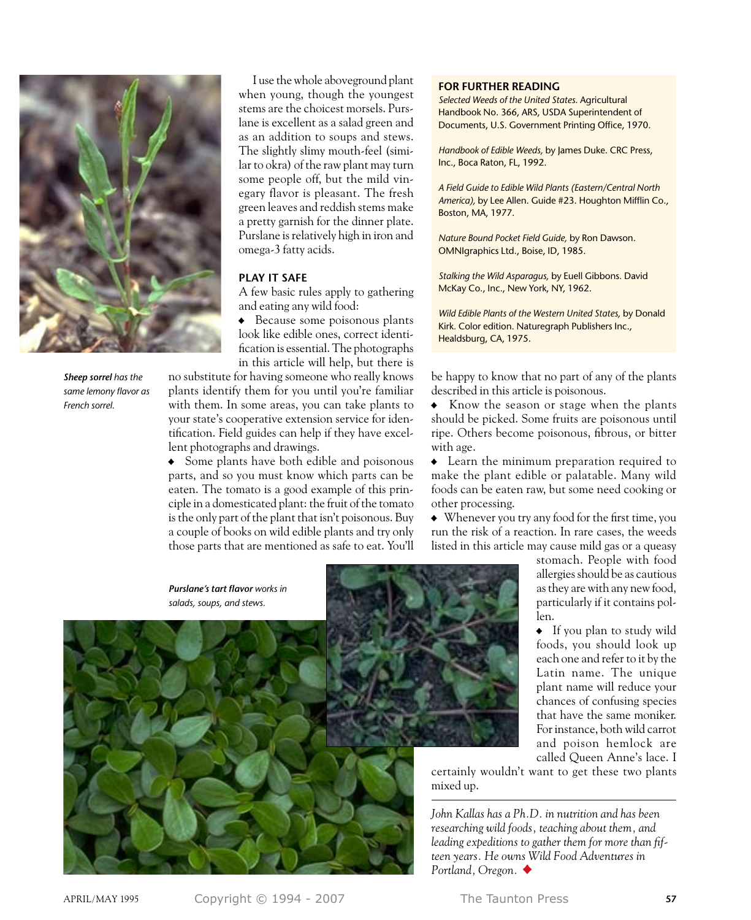I use the whole aboveground plant when young, though the youngest stems are the choicest morsels. Purslane is excellent as a salad green and as an addition to soups and stews. The slightly slimy mouth-feel (similar to okra) of the raw plant may turn some people off, but the mild vinegary flavor is pleasant. The fresh green leaves and reddish stems make a pretty garnish for the dinner plate. Purslane is relatively high in iron and omega-3 fatty acids.

***Sheep sorrel** has the same lemony flavor as French sorrel.*

## PLAY IT SAFE

A few basic rules apply to gathering and eating any wild food:

- Because some poisonous plants look like edible ones, correct identification is essential. The photographs in this article will help, but there is no substitute for having someone who really knows plants identify them for you until you're familiar with them. In some areas, you can take plants to your state's cooperative extension service for identification. Field guides can help if they have excellent photographs and drawings.
- Some plants have both edible and poisonous parts, and so you must know which parts can be eaten. The tomato is a good example of this principle in a domesticated plant: the fruit of the tomato is the only part of the plant that isn't poisonous. Buy a couple of books on wild edible plants and try only those parts that are mentioned as safe to eat. You'll be happy to know that no part of any of the plants described in this article is poisonous.
- Know the season or stage when the plants should be picked. Some fruits are poisonous until ripe. Others become poisonous, fibrous, or bitter with age.
- Learn the minimum preparation required to make the plant edible or palatable. Many wild foods can be eaten raw, but some need cooking or other processing.
- Whenever you try any food for the first time, you run the risk of a reaction. In rare cases, the weeds listed in this article may cause mild gas or a queasy stomach. People with food allergies should be as cautious as they are with any new food, particularly if it contains pollen.
- If you plan to study wild foods, you should look up each one and refer to it by the Latin name. The unique plant name will reduce your chances of confusing species that have the same moniker. For instance, both wild carrot and poison hemlock are called Queen Anne's lace. I certainly wouldn't want to get these two plants mixed up.

***Purslane's tart flavor** works in salads, soups, and stews.*

## FOR FURTHER READING

*Selected Weeds of the United States.* Agricultural Handbook No. 366, ARS, USDA Superintendent of Documents, U.S. Government Printing Office, 1970.

*Handbook of Edible Weeds,* by James Duke. CRC Press, Inc., Boca Raton, FL, 1992.

*A Field Guide to Edible Wild Plants (Eastern/Central North America),* by Lee Allen. Guide #23. Houghton Mifflin Co., Boston, MA, 1977.

*Nature Bound Pocket Field Guide,* by Ron Dawson. OMNIgraphics Ltd., Boise, ID, 1985.

*Stalking the Wild Asparagus,* by Euell Gibbons. David McKay Co., Inc., New York, NY, 1962.

*Wild Edible Plants of the Western United States,* by Donald Kirk. Color edition. Naturegraph Publishers Inc., Healdsburg, CA, 1975.

---

*John Kallas has a Ph.D. in nutrition and has been researching wild foods, teaching about them, and leading expeditions to gather them for more than fifteen years. He owns Wild Food Adventures in Portland, Oregon.* ◆